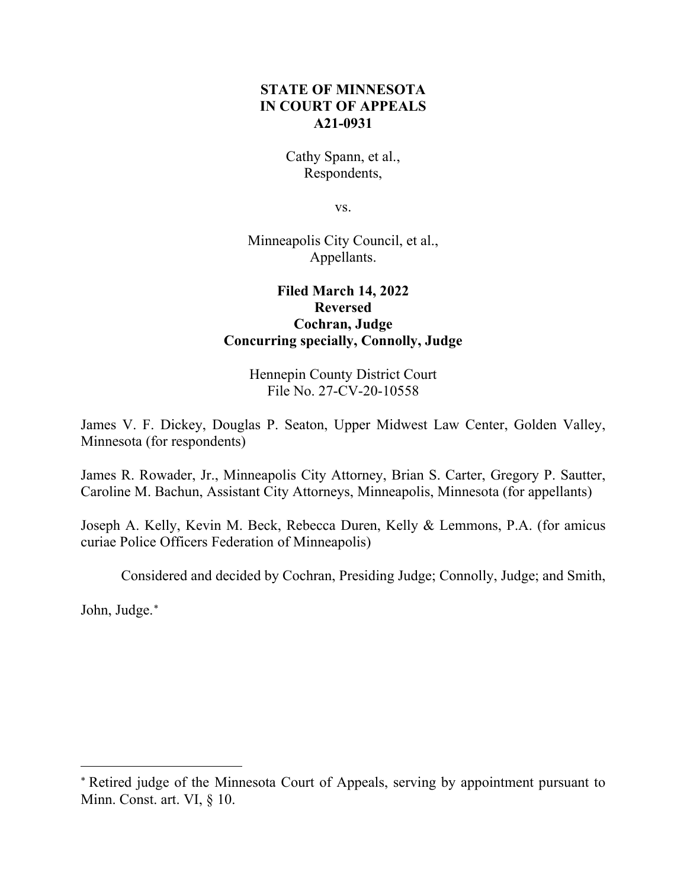**STATE OF MINNESOTA**
**IN COURT OF APPEALS**
**A21-0931**

Cathy Spann, et al.,
Respondents,

vs.

Minneapolis City Council, et al.,
Appellants.

**Filed March 14, 2022**
**Reversed**
**Cochran, Judge**
**Concurring specially, Connolly, Judge**

Hennepin County District Court
File No. 27-CV-20-10558

James V. F. Dickey, Douglas P. Seaton, Upper Midwest Law Center, Golden Valley, Minnesota (for respondents)

James R. Rowader, Jr., Minneapolis City Attorney, Brian S. Carter, Gregory P. Sautter, Caroline M. Bachun, Assistant City Attorneys, Minneapolis, Minnesota (for appellants)

Joseph A. Kelly, Kevin M. Beck, Rebecca Duren, Kelly & Lemmons, P.A. (for amicus curiae Police Officers Federation of Minneapolis)

Considered and decided by Cochran, Presiding Judge; Connolly, Judge; and Smith, John, Judge.*

---

* Retired judge of the Minnesota Court of Appeals, serving by appointment pursuant to Minn. Const. art. VI, § 10.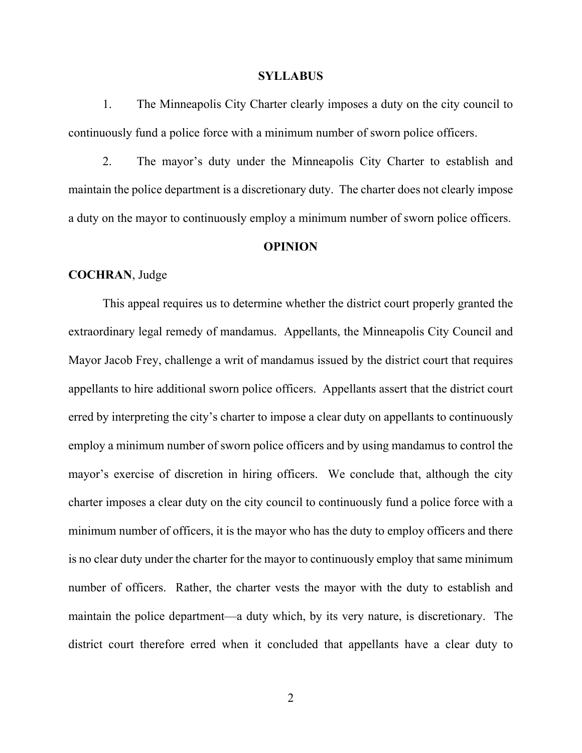## SYLLABUS

1. The Minneapolis City Charter clearly imposes a duty on the city council to continuously fund a police force with a minimum number of sworn police officers.

2. The mayor's duty under the Minneapolis City Charter to establish and maintain the police department is a discretionary duty. The charter does not clearly impose a duty on the mayor to continuously employ a minimum number of sworn police officers.

## OPINION

**COCHRAN**, Judge

This appeal requires us to determine whether the district court properly granted the extraordinary legal remedy of mandamus. Appellants, the Minneapolis City Council and Mayor Jacob Frey, challenge a writ of mandamus issued by the district court that requires appellants to hire additional sworn police officers. Appellants assert that the district court erred by interpreting the city's charter to impose a clear duty on appellants to continuously employ a minimum number of sworn police officers and by using mandamus to control the mayor's exercise of discretion in hiring officers. We conclude that, although the city charter imposes a clear duty on the city council to continuously fund a police force with a minimum number of officers, it is the mayor who has the duty to employ officers and there is no clear duty under the charter for the mayor to continuously employ that same minimum number of officers. Rather, the charter vests the mayor with the duty to establish and maintain the police department—a duty which, by its very nature, is discretionary. The district court therefore erred when it concluded that appellants have a clear duty to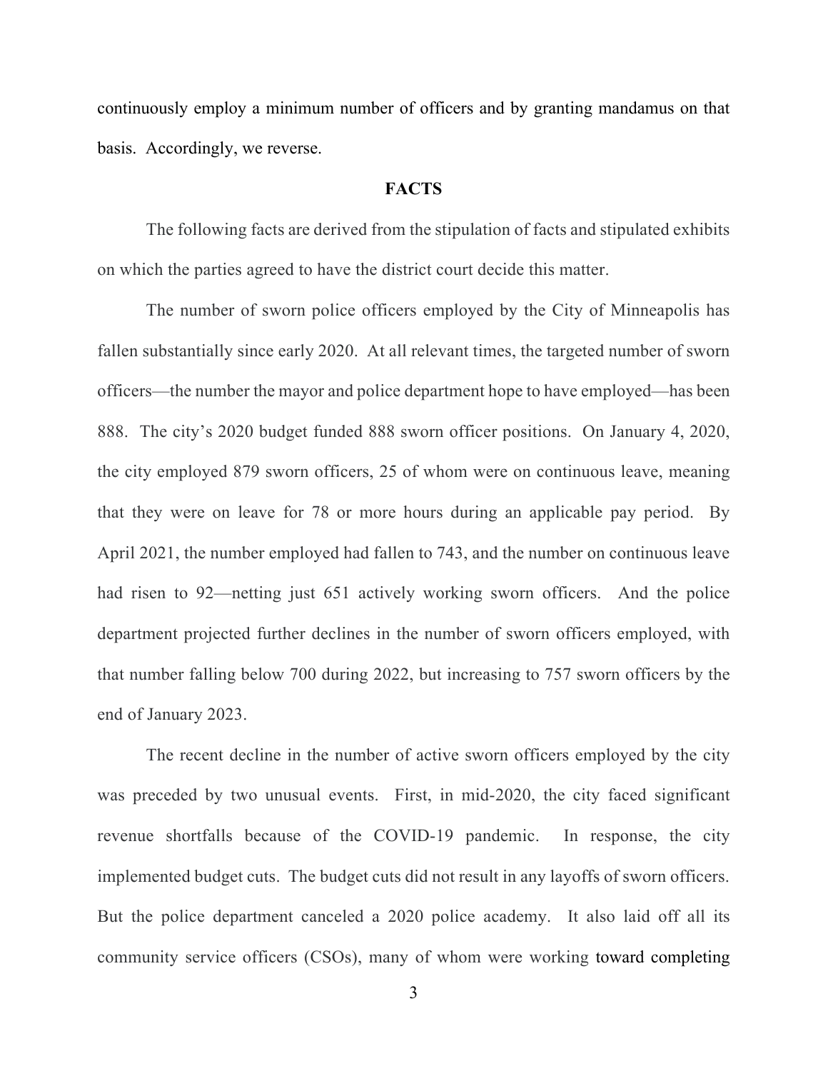continuously employ a minimum number of officers and by granting mandamus on that basis. Accordingly, we reverse.

## FACTS

The following facts are derived from the stipulation of facts and stipulated exhibits on which the parties agreed to have the district court decide this matter.

The number of sworn police officers employed by the City of Minneapolis has fallen substantially since early 2020. At all relevant times, the targeted number of sworn officers—the number the mayor and police department hope to have employed—has been 888. The city's 2020 budget funded 888 sworn officer positions. On January 4, 2020, the city employed 879 sworn officers, 25 of whom were on continuous leave, meaning that they were on leave for 78 or more hours during an applicable pay period. By April 2021, the number employed had fallen to 743, and the number on continuous leave had risen to 92—netting just 651 actively working sworn officers. And the police department projected further declines in the number of sworn officers employed, with that number falling below 700 during 2022, but increasing to 757 sworn officers by the end of January 2023.

The recent decline in the number of active sworn officers employed by the city was preceded by two unusual events. First, in mid-2020, the city faced significant revenue shortfalls because of the COVID-19 pandemic. In response, the city implemented budget cuts. The budget cuts did not result in any layoffs of sworn officers. But the police department canceled a 2020 police academy. It also laid off all its community service officers (CSOs), many of whom were working toward completing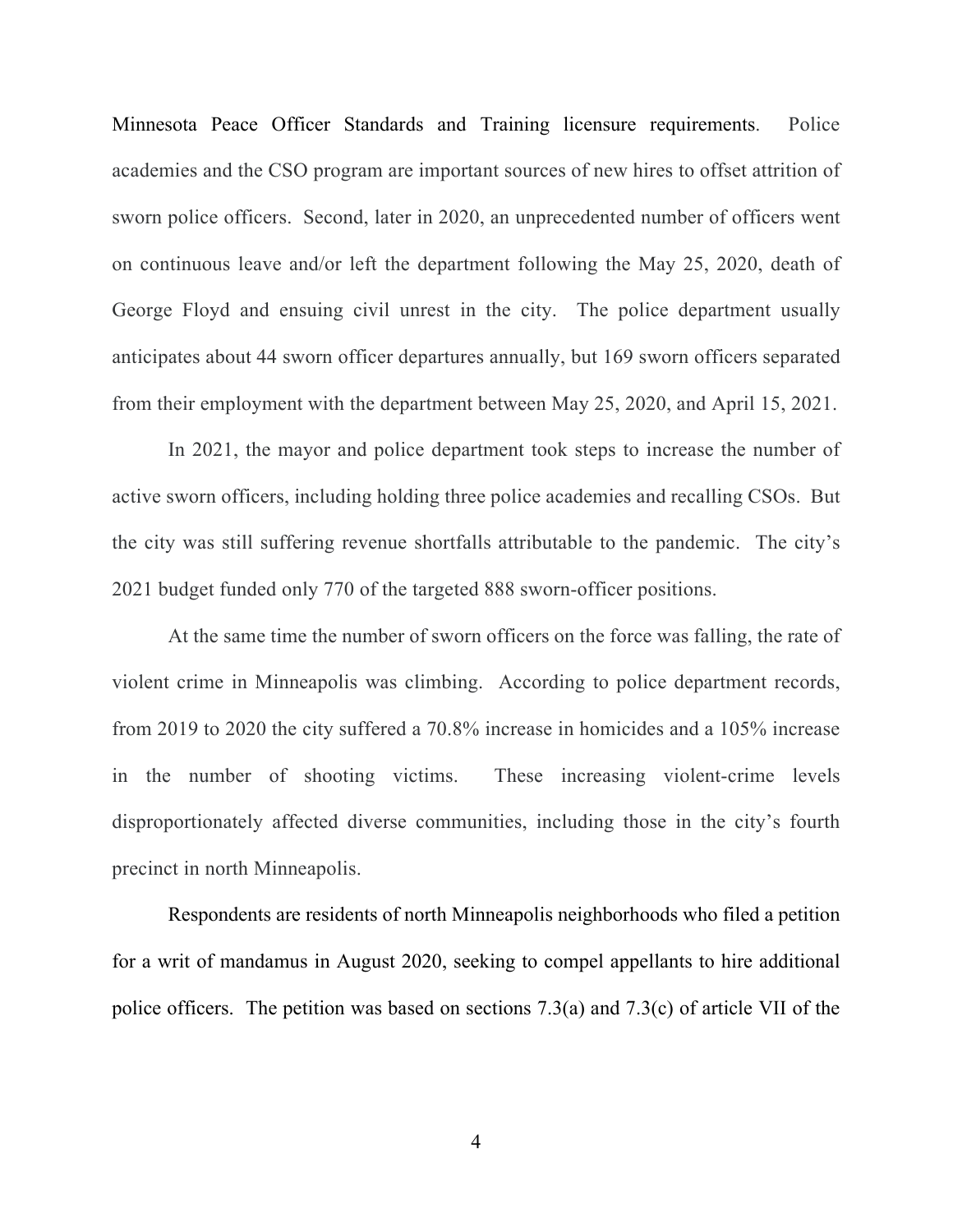Minnesota Peace Officer Standards and Training licensure requirements. Police academies and the CSO program are important sources of new hires to offset attrition of sworn police officers. Second, later in 2020, an unprecedented number of officers went on continuous leave and/or left the department following the May 25, 2020, death of George Floyd and ensuing civil unrest in the city. The police department usually anticipates about 44 sworn officer departures annually, but 169 sworn officers separated from their employment with the department between May 25, 2020, and April 15, 2021.

In 2021, the mayor and police department took steps to increase the number of active sworn officers, including holding three police academies and recalling CSOs. But the city was still suffering revenue shortfalls attributable to the pandemic. The city's 2021 budget funded only 770 of the targeted 888 sworn-officer positions.

At the same time the number of sworn officers on the force was falling, the rate of violent crime in Minneapolis was climbing. According to police department records, from 2019 to 2020 the city suffered a 70.8% increase in homicides and a 105% increase in the number of shooting victims. These increasing violent-crime levels disproportionately affected diverse communities, including those in the city's fourth precinct in north Minneapolis.

Respondents are residents of north Minneapolis neighborhoods who filed a petition for a writ of mandamus in August 2020, seeking to compel appellants to hire additional police officers. The petition was based on sections 7.3(a) and 7.3(c) of article VII of the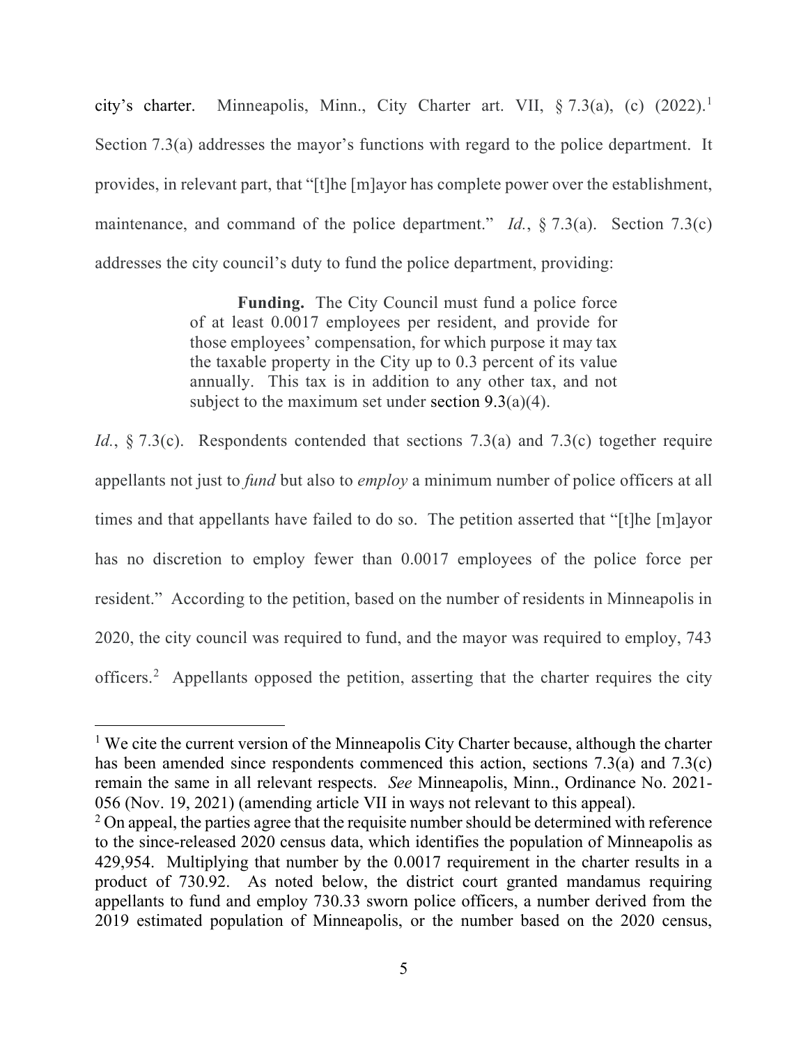city's charter. Minneapolis, Minn., City Charter art. VII, § 7.3(a), (c) (2022).[1] Section 7.3(a) addresses the mayor's functions with regard to the police department. It provides, in relevant part, that "[t]he [m]ayor has complete power over the establishment, maintenance, and command of the police department." *Id.*, § 7.3(a). Section 7.3(c) addresses the city council's duty to fund the police department, providing:

> **Funding.** The City Council must fund a police force of at least 0.0017 employees per resident, and provide for those employees' compensation, for which purpose it may tax the taxable property in the City up to 0.3 percent of its value annually. This tax is in addition to any other tax, and not subject to the maximum set under section 9.3(a)(4).

*Id.*, § 7.3(c). Respondents contended that sections 7.3(a) and 7.3(c) together require appellants not just to *fund* but also to *employ* a minimum number of police officers at all times and that appellants have failed to do so. The petition asserted that "[t]he [m]ayor has no discretion to employ fewer than 0.0017 employees of the police force per resident." According to the petition, based on the number of residents in Minneapolis in 2020, the city council was required to fund, and the mayor was required to employ, 743 officers.[2] Appellants opposed the petition, asserting that the charter requires the city

---

[1] We cite the current version of the Minneapolis City Charter because, although the charter has been amended since respondents commenced this action, sections 7.3(a) and 7.3(c) remain the same in all relevant respects. *See* Minneapolis, Minn., Ordinance No. 2021-056 (Nov. 19, 2021) (amending article VII in ways not relevant to this appeal).

[2] On appeal, the parties agree that the requisite number should be determined with reference to the since-released 2020 census data, which identifies the population of Minneapolis as 429,954. Multiplying that number by the 0.0017 requirement in the charter results in a product of 730.92. As noted below, the district court granted mandamus requiring appellants to fund and employ 730.33 sworn police officers, a number derived from the 2019 estimated population of Minneapolis, or the number based on the 2020 census,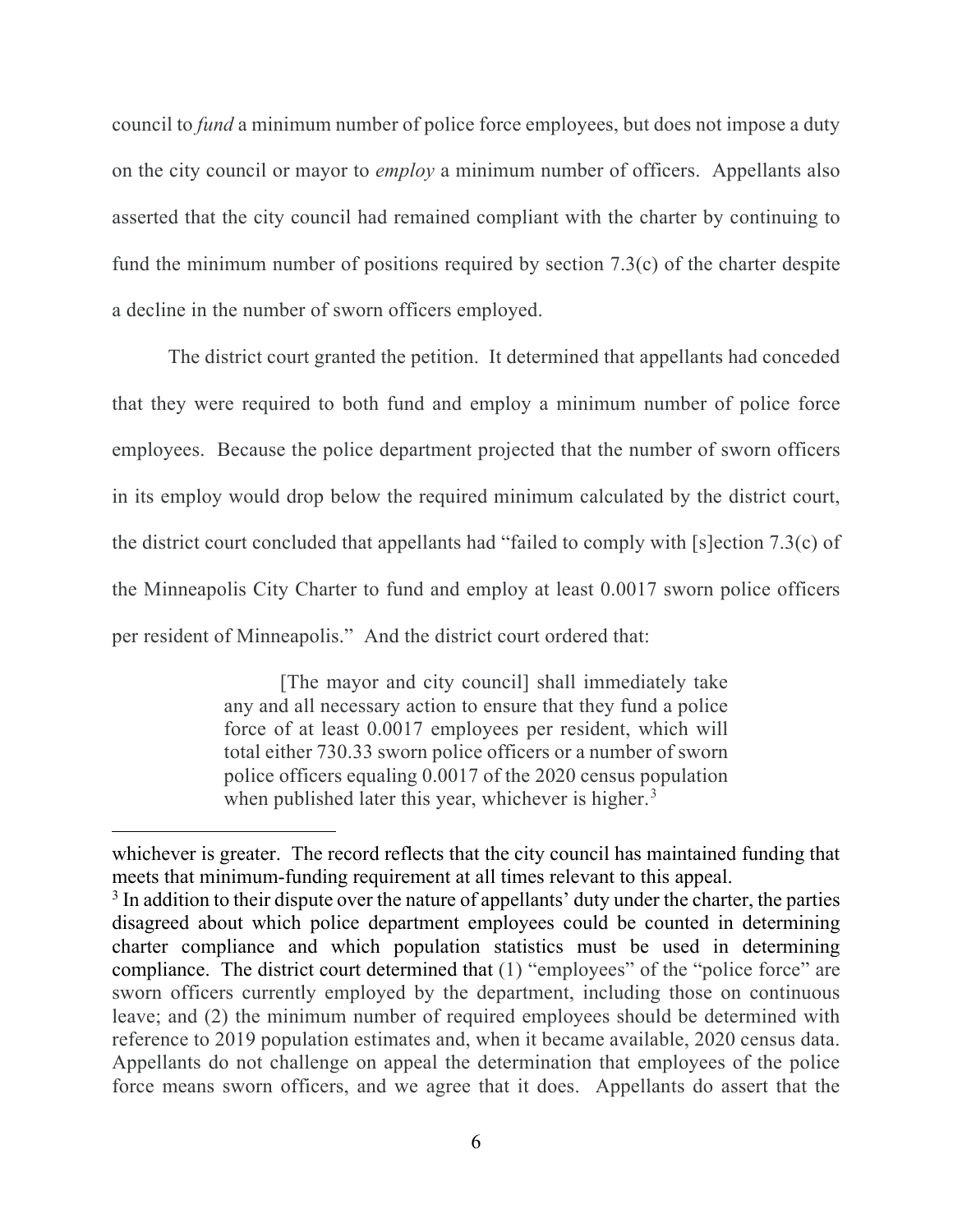council to *fund* a minimum number of police force employees, but does not impose a duty on the city council or mayor to *employ* a minimum number of officers. Appellants also asserted that the city council had remained compliant with the charter by continuing to fund the minimum number of positions required by section 7.3(c) of the charter despite a decline in the number of sworn officers employed.

The district court granted the petition. It determined that appellants had conceded that they were required to both fund and employ a minimum number of police force employees. Because the police department projected that the number of sworn officers in its employ would drop below the required minimum calculated by the district court, the district court concluded that appellants had "failed to comply with [s]ection 7.3(c) of the Minneapolis City Charter to fund and employ at least 0.0017 sworn police officers per resident of Minneapolis." And the district court ordered that:

> [The mayor and city council] shall immediately take any and all necessary action to ensure that they fund a police force of at least 0.0017 employees per resident, which will total either 730.33 sworn police officers or a number of sworn police officers equaling 0.0017 of the 2020 census population when published later this year, whichever is higher.[3]

---

whichever is greater. The record reflects that the city council has maintained funding that meets that minimum-funding requirement at all times relevant to this appeal.

[3] In addition to their dispute over the nature of appellants' duty under the charter, the parties disagreed about which police department employees could be counted in determining charter compliance and which population statistics must be used in determining compliance. The district court determined that (1) "employees" of the "police force" are sworn officers currently employed by the department, including those on continuous leave; and (2) the minimum number of required employees should be determined with reference to 2019 population estimates and, when it became available, 2020 census data. Appellants do not challenge on appeal the determination that employees of the police force means sworn officers, and we agree that it does. Appellants do assert that the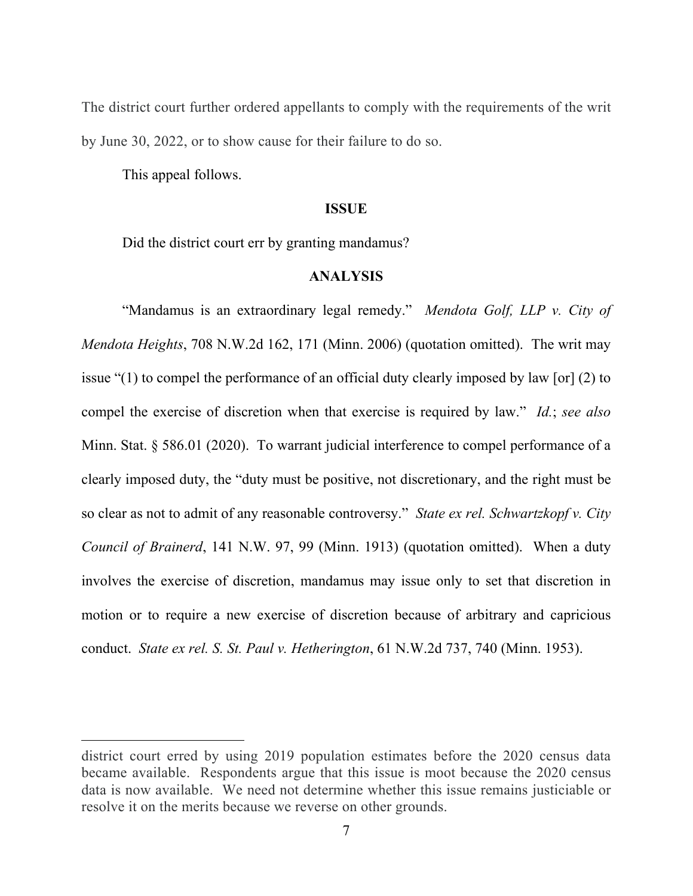The district court further ordered appellants to comply with the requirements of the writ by June 30, 2022, or to show cause for their failure to do so.

This appeal follows.

**ISSUE**

Did the district court err by granting mandamus?

**ANALYSIS**

"Mandamus is an extraordinary legal remedy." *Mendota Golf, LLP v. City of Mendota Heights*, 708 N.W.2d 162, 171 (Minn. 2006) (quotation omitted). The writ may issue "(1) to compel the performance of an official duty clearly imposed by law [or] (2) to compel the exercise of discretion when that exercise is required by law." *Id.*; *see also* Minn. Stat. § 586.01 (2020). To warrant judicial interference to compel performance of a clearly imposed duty, the "duty must be positive, not discretionary, and the right must be so clear as not to admit of any reasonable controversy." *State ex rel. Schwartzkopf v. City Council of Brainerd*, 141 N.W. 97, 99 (Minn. 1913) (quotation omitted). When a duty involves the exercise of discretion, mandamus may issue only to set that discretion in motion or to require a new exercise of discretion because of arbitrary and capricious conduct. *State ex rel. S. St. Paul v. Hetherington*, 61 N.W.2d 737, 740 (Minn. 1953).

---

district court erred by using 2019 population estimates before the 2020 census data became available. Respondents argue that this issue is moot because the 2020 census data is now available. We need not determine whether this issue remains justiciable or resolve it on the merits because we reverse on other grounds.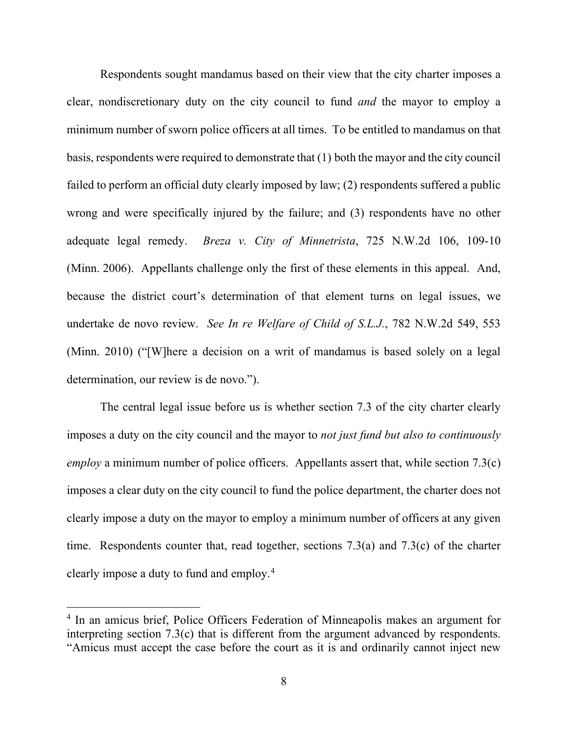Respondents sought mandamus based on their view that the city charter imposes a clear, nondiscretionary duty on the city council to fund *and* the mayor to employ a minimum number of sworn police officers at all times. To be entitled to mandamus on that basis, respondents were required to demonstrate that (1) both the mayor and the city council failed to perform an official duty clearly imposed by law; (2) respondents suffered a public wrong and were specifically injured by the failure; and (3) respondents have no other adequate legal remedy. *Breza v. City of Minnetrista*, 725 N.W.2d 106, 109-10 (Minn. 2006). Appellants challenge only the first of these elements in this appeal. And, because the district court's determination of that element turns on legal issues, we undertake de novo review. *See In re Welfare of Child of S.L.J.*, 782 N.W.2d 549, 553 (Minn. 2010) ("[W]here a decision on a writ of mandamus is based solely on a legal determination, our review is de novo.").

The central legal issue before us is whether section 7.3 of the city charter clearly imposes a duty on the city council and the mayor to *not just fund but also to continuously employ* a minimum number of police officers. Appellants assert that, while section 7.3(c) imposes a clear duty on the city council to fund the police department, the charter does not clearly impose a duty on the mayor to employ a minimum number of officers at any given time. Respondents counter that, read together, sections 7.3(a) and 7.3(c) of the charter clearly impose a duty to fund and employ.[4]

---

[4] In an amicus brief, Police Officers Federation of Minneapolis makes an argument for interpreting section 7.3(c) that is different from the argument advanced by respondents. "Amicus must accept the case before the court as it is and ordinarily cannot inject new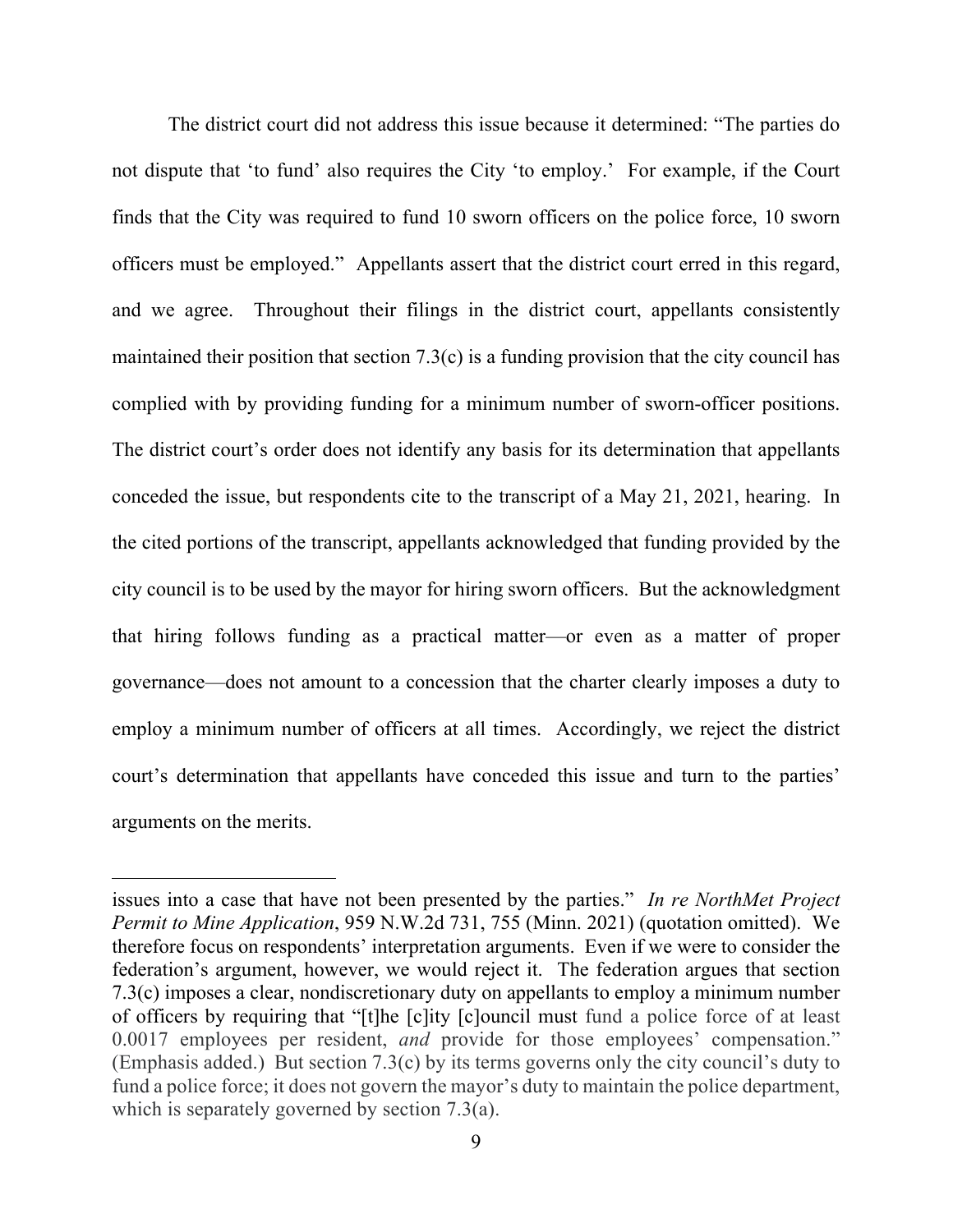The district court did not address this issue because it determined: "The parties do not dispute that 'to fund' also requires the City 'to employ.' For example, if the Court finds that the City was required to fund 10 sworn officers on the police force, 10 sworn officers must be employed." Appellants assert that the district court erred in this regard, and we agree. Throughout their filings in the district court, appellants consistently maintained their position that section 7.3(c) is a funding provision that the city council has complied with by providing funding for a minimum number of sworn-officer positions. The district court's order does not identify any basis for its determination that appellants conceded the issue, but respondents cite to the transcript of a May 21, 2021, hearing. In the cited portions of the transcript, appellants acknowledged that funding provided by the city council is to be used by the mayor for hiring sworn officers. But the acknowledgment that hiring follows funding as a practical matter—or even as a matter of proper governance—does not amount to a concession that the charter clearly imposes a duty to employ a minimum number of officers at all times. Accordingly, we reject the district court's determination that appellants have conceded this issue and turn to the parties' arguments on the merits.

---

issues into a case that have not been presented by the parties." *In re NorthMet Project Permit to Mine Application*, 959 N.W.2d 731, 755 (Minn. 2021) (quotation omitted). We therefore focus on respondents' interpretation arguments. Even if we were to consider the federation's argument, however, we would reject it. The federation argues that section 7.3(c) imposes a clear, nondiscretionary duty on appellants to employ a minimum number of officers by requiring that "[t]he [c]ity [c]ouncil must fund a police force of at least 0.0017 employees per resident, *and* provide for those employees' compensation." (Emphasis added.) But section 7.3(c) by its terms governs only the city council's duty to fund a police force; it does not govern the mayor's duty to maintain the police department, which is separately governed by section 7.3(a).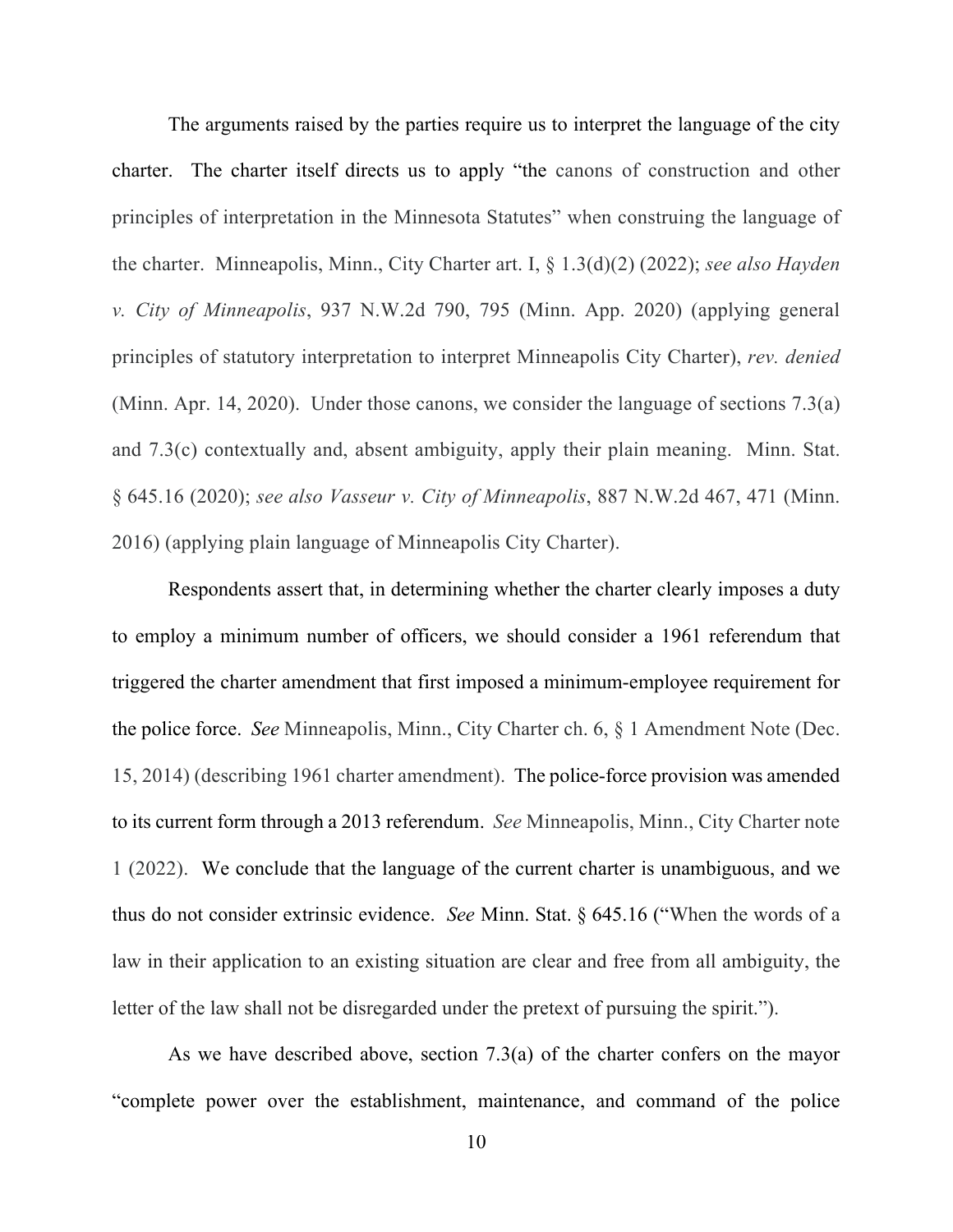The arguments raised by the parties require us to interpret the language of the city charter. The charter itself directs us to apply "the canons of construction and other principles of interpretation in the Minnesota Statutes" when construing the language of the charter. Minneapolis, Minn., City Charter art. I, § 1.3(d)(2) (2022); *see also Hayden v. City of Minneapolis*, 937 N.W.2d 790, 795 (Minn. App. 2020) (applying general principles of statutory interpretation to interpret Minneapolis City Charter), *rev. denied* (Minn. Apr. 14, 2020). Under those canons, we consider the language of sections 7.3(a) and 7.3(c) contextually and, absent ambiguity, apply their plain meaning. Minn. Stat. § 645.16 (2020); *see also Vasseur v. City of Minneapolis*, 887 N.W.2d 467, 471 (Minn. 2016) (applying plain language of Minneapolis City Charter).

Respondents assert that, in determining whether the charter clearly imposes a duty to employ a minimum number of officers, we should consider a 1961 referendum that triggered the charter amendment that first imposed a minimum-employee requirement for the police force. *See* Minneapolis, Minn., City Charter ch. 6, § 1 Amendment Note (Dec. 15, 2014) (describing 1961 charter amendment). The police-force provision was amended to its current form through a 2013 referendum. *See* Minneapolis, Minn., City Charter note 1 (2022). We conclude that the language of the current charter is unambiguous, and we thus do not consider extrinsic evidence. *See* Minn. Stat. § 645.16 ("When the words of a law in their application to an existing situation are clear and free from all ambiguity, the letter of the law shall not be disregarded under the pretext of pursuing the spirit.").

As we have described above, section 7.3(a) of the charter confers on the mayor "complete power over the establishment, maintenance, and command of the police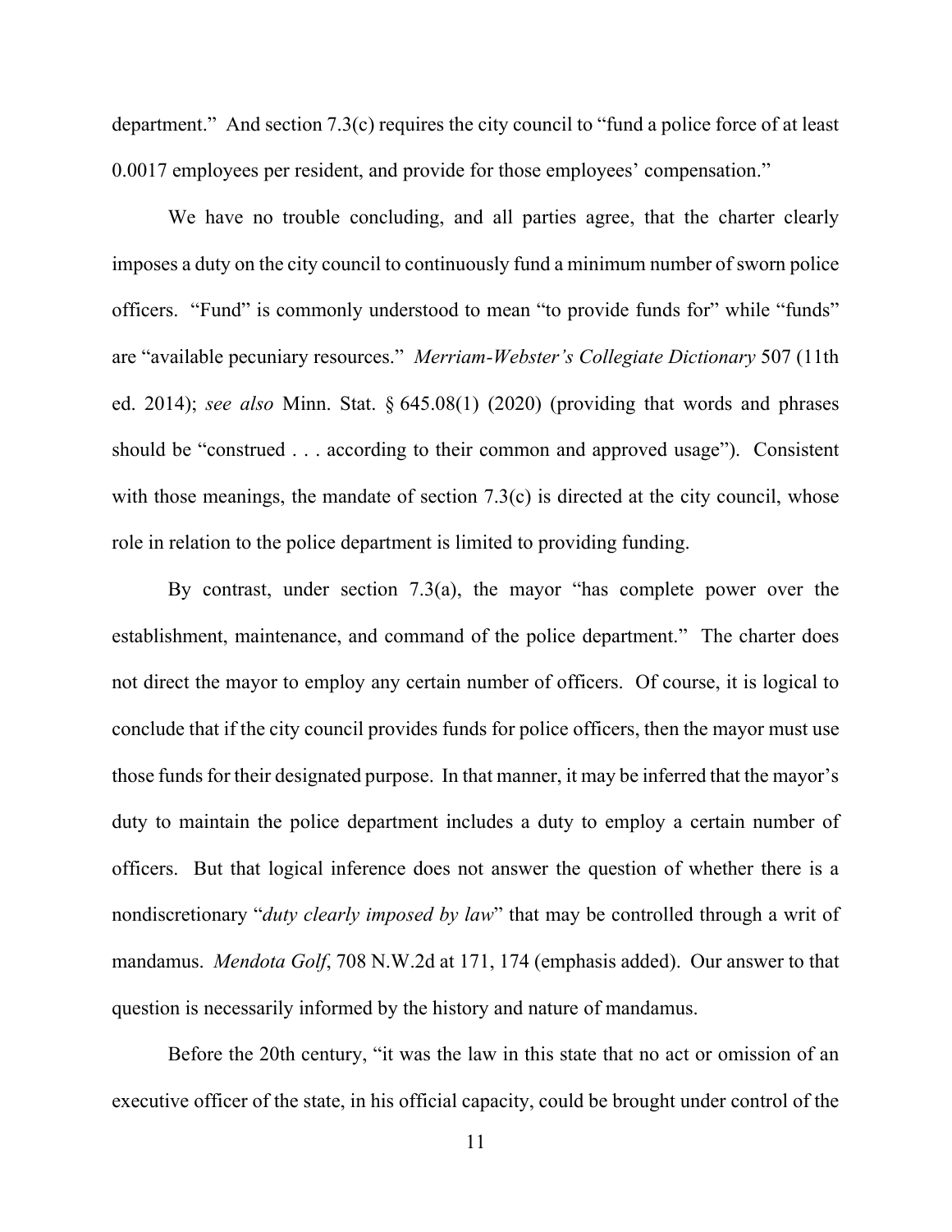department." And section 7.3(c) requires the city council to "fund a police force of at least 0.0017 employees per resident, and provide for those employees' compensation."

We have no trouble concluding, and all parties agree, that the charter clearly imposes a duty on the city council to continuously fund a minimum number of sworn police officers. "Fund" is commonly understood to mean "to provide funds for" while "funds" are "available pecuniary resources." *Merriam-Webster's Collegiate Dictionary* 507 (11th ed. 2014); *see also* Minn. Stat. § 645.08(1) (2020) (providing that words and phrases should be "construed . . . according to their common and approved usage"). Consistent with those meanings, the mandate of section 7.3(c) is directed at the city council, whose role in relation to the police department is limited to providing funding.

By contrast, under section 7.3(a), the mayor "has complete power over the establishment, maintenance, and command of the police department." The charter does not direct the mayor to employ any certain number of officers. Of course, it is logical to conclude that if the city council provides funds for police officers, then the mayor must use those funds for their designated purpose. In that manner, it may be inferred that the mayor's duty to maintain the police department includes a duty to employ a certain number of officers. But that logical inference does not answer the question of whether there is a nondiscretionary "*duty clearly imposed by law*" that may be controlled through a writ of mandamus. *Mendota Golf*, 708 N.W.2d at 171, 174 (emphasis added). Our answer to that question is necessarily informed by the history and nature of mandamus.

Before the 20th century, "it was the law in this state that no act or omission of an executive officer of the state, in his official capacity, could be brought under control of the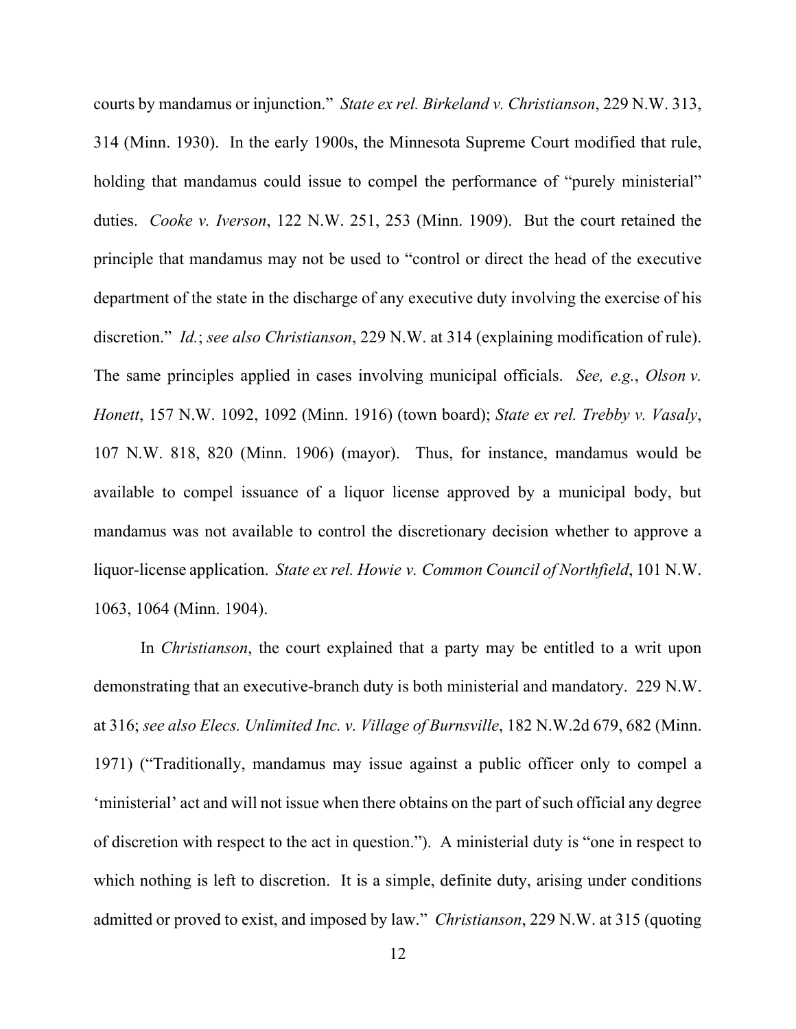courts by mandamus or injunction." *State ex rel. Birkeland v. Christianson*, 229 N.W. 313, 314 (Minn. 1930). In the early 1900s, the Minnesota Supreme Court modified that rule, holding that mandamus could issue to compel the performance of "purely ministerial" duties. *Cooke v. Iverson*, 122 N.W. 251, 253 (Minn. 1909). But the court retained the principle that mandamus may not be used to "control or direct the head of the executive department of the state in the discharge of any executive duty involving the exercise of his discretion." *Id.*; *see also Christianson*, 229 N.W. at 314 (explaining modification of rule). The same principles applied in cases involving municipal officials. *See, e.g.*, *Olson v. Honett*, 157 N.W. 1092, 1092 (Minn. 1916) (town board); *State ex rel. Trebby v. Vasaly*, 107 N.W. 818, 820 (Minn. 1906) (mayor). Thus, for instance, mandamus would be available to compel issuance of a liquor license approved by a municipal body, but mandamus was not available to control the discretionary decision whether to approve a liquor-license application. *State ex rel. Howie v. Common Council of Northfield*, 101 N.W. 1063, 1064 (Minn. 1904).

In *Christianson*, the court explained that a party may be entitled to a writ upon demonstrating that an executive-branch duty is both ministerial and mandatory. 229 N.W. at 316; *see also Elecs. Unlimited Inc. v. Village of Burnsville*, 182 N.W.2d 679, 682 (Minn. 1971) ("Traditionally, mandamus may issue against a public officer only to compel a 'ministerial' act and will not issue when there obtains on the part of such official any degree of discretion with respect to the act in question."). A ministerial duty is "one in respect to which nothing is left to discretion. It is a simple, definite duty, arising under conditions admitted or proved to exist, and imposed by law." *Christianson*, 229 N.W. at 315 (quoting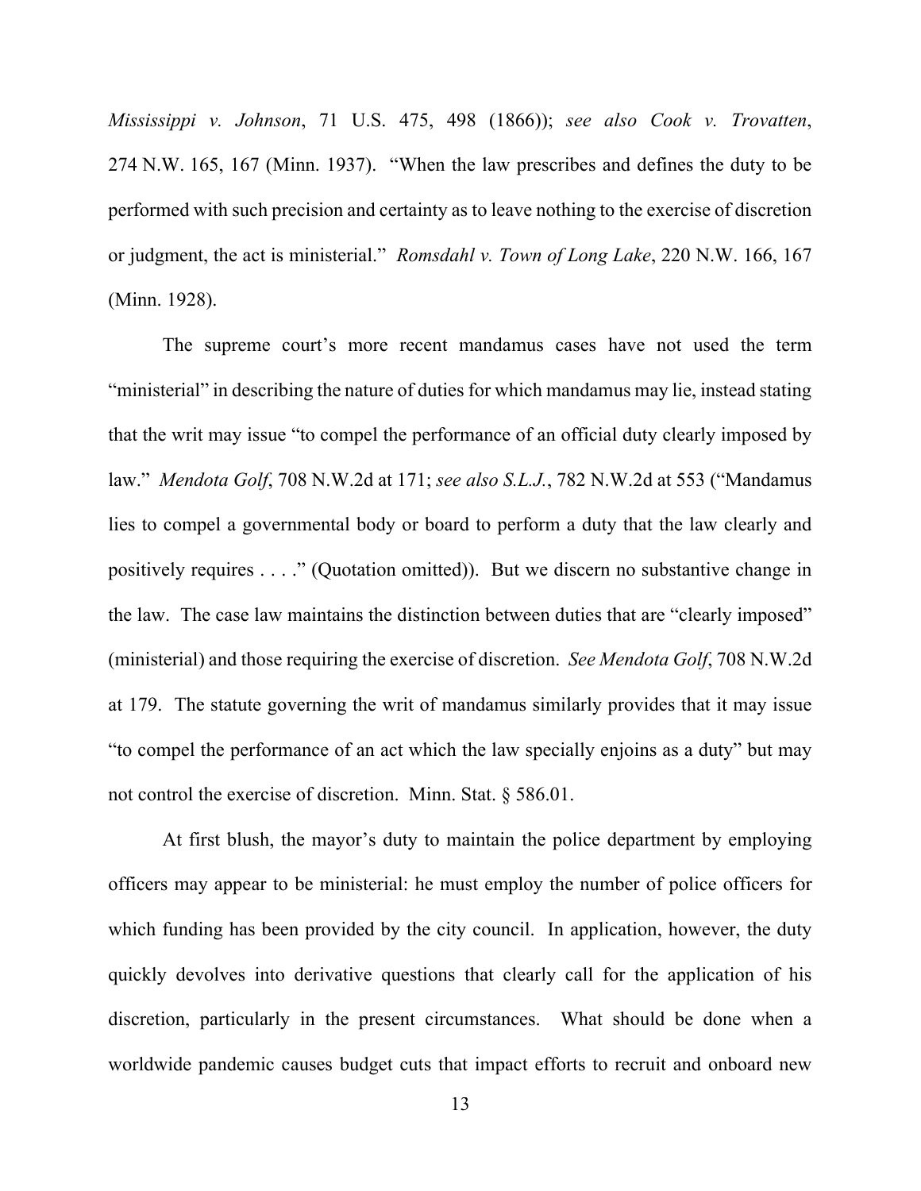*Mississippi v. Johnson*, 71 U.S. 475, 498 (1866)); *see also Cook v. Trovatten*, 274 N.W. 165, 167 (Minn. 1937). "When the law prescribes and defines the duty to be performed with such precision and certainty as to leave nothing to the exercise of discretion or judgment, the act is ministerial." *Romsdahl v. Town of Long Lake*, 220 N.W. 166, 167 (Minn. 1928).

The supreme court's more recent mandamus cases have not used the term "ministerial" in describing the nature of duties for which mandamus may lie, instead stating that the writ may issue "to compel the performance of an official duty clearly imposed by law." *Mendota Golf*, 708 N.W.2d at 171; *see also S.L.J.*, 782 N.W.2d at 553 ("Mandamus lies to compel a governmental body or board to perform a duty that the law clearly and positively requires . . . ." (Quotation omitted)). But we discern no substantive change in the law. The case law maintains the distinction between duties that are "clearly imposed" (ministerial) and those requiring the exercise of discretion. *See Mendota Golf*, 708 N.W.2d at 179. The statute governing the writ of mandamus similarly provides that it may issue "to compel the performance of an act which the law specially enjoins as a duty" but may not control the exercise of discretion. Minn. Stat. § 586.01.

At first blush, the mayor's duty to maintain the police department by employing officers may appear to be ministerial: he must employ the number of police officers for which funding has been provided by the city council. In application, however, the duty quickly devolves into derivative questions that clearly call for the application of his discretion, particularly in the present circumstances. What should be done when a worldwide pandemic causes budget cuts that impact efforts to recruit and onboard new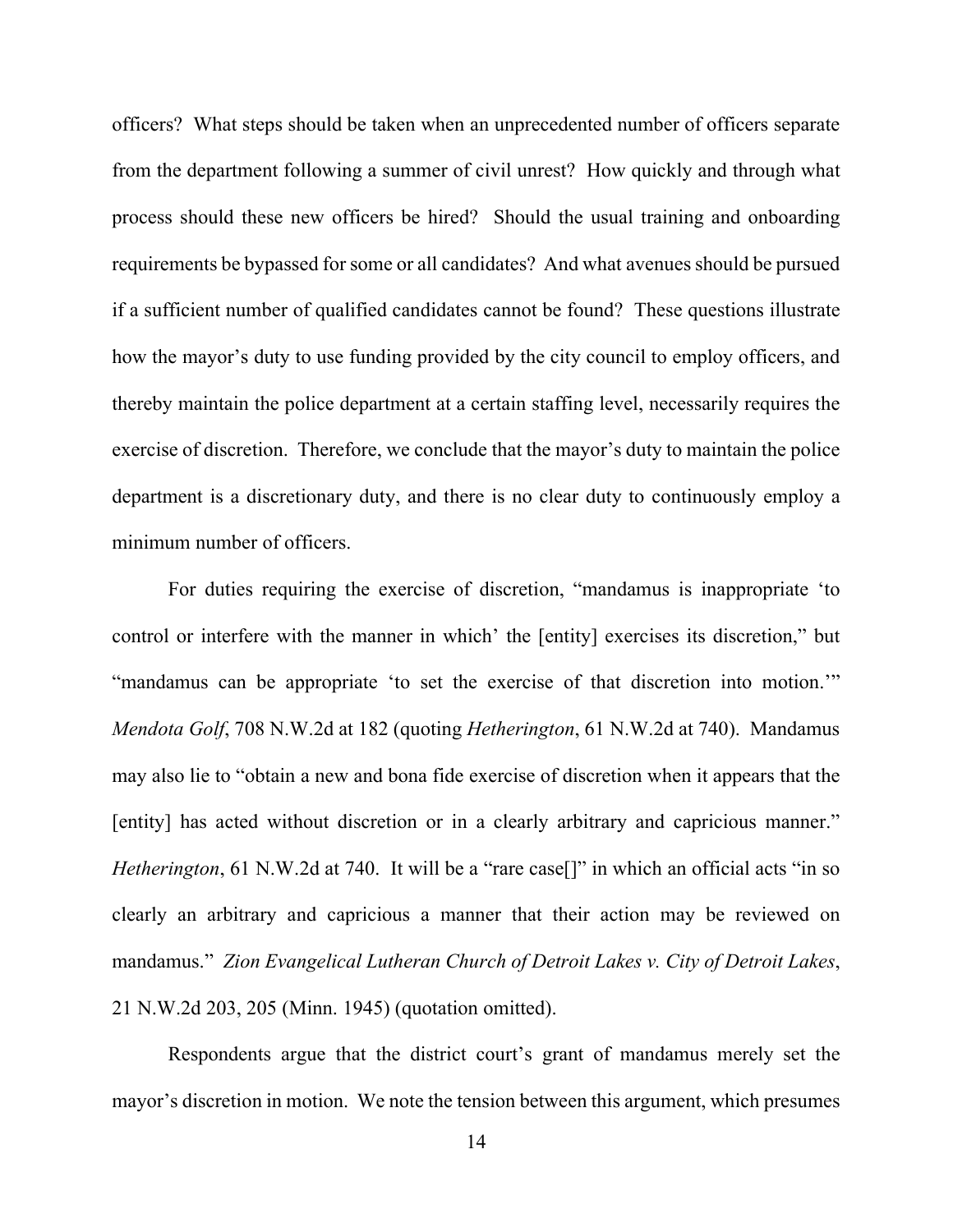officers? What steps should be taken when an unprecedented number of officers separate from the department following a summer of civil unrest? How quickly and through what process should these new officers be hired? Should the usual training and onboarding requirements be bypassed for some or all candidates? And what avenues should be pursued if a sufficient number of qualified candidates cannot be found? These questions illustrate how the mayor's duty to use funding provided by the city council to employ officers, and thereby maintain the police department at a certain staffing level, necessarily requires the exercise of discretion. Therefore, we conclude that the mayor's duty to maintain the police department is a discretionary duty, and there is no clear duty to continuously employ a minimum number of officers.

For duties requiring the exercise of discretion, "mandamus is inappropriate 'to control or interfere with the manner in which' the [entity] exercises its discretion," but "mandamus can be appropriate 'to set the exercise of that discretion into motion.'" *Mendota Golf*, 708 N.W.2d at 182 (quoting *Hetherington*, 61 N.W.2d at 740). Mandamus may also lie to "obtain a new and bona fide exercise of discretion when it appears that the [entity] has acted without discretion or in a clearly arbitrary and capricious manner." *Hetherington*, 61 N.W.2d at 740. It will be a "rare case[]" in which an official acts "in so clearly an arbitrary and capricious a manner that their action may be reviewed on mandamus." *Zion Evangelical Lutheran Church of Detroit Lakes v. City of Detroit Lakes*, 21 N.W.2d 203, 205 (Minn. 1945) (quotation omitted).

Respondents argue that the district court's grant of mandamus merely set the mayor's discretion in motion. We note the tension between this argument, which presumes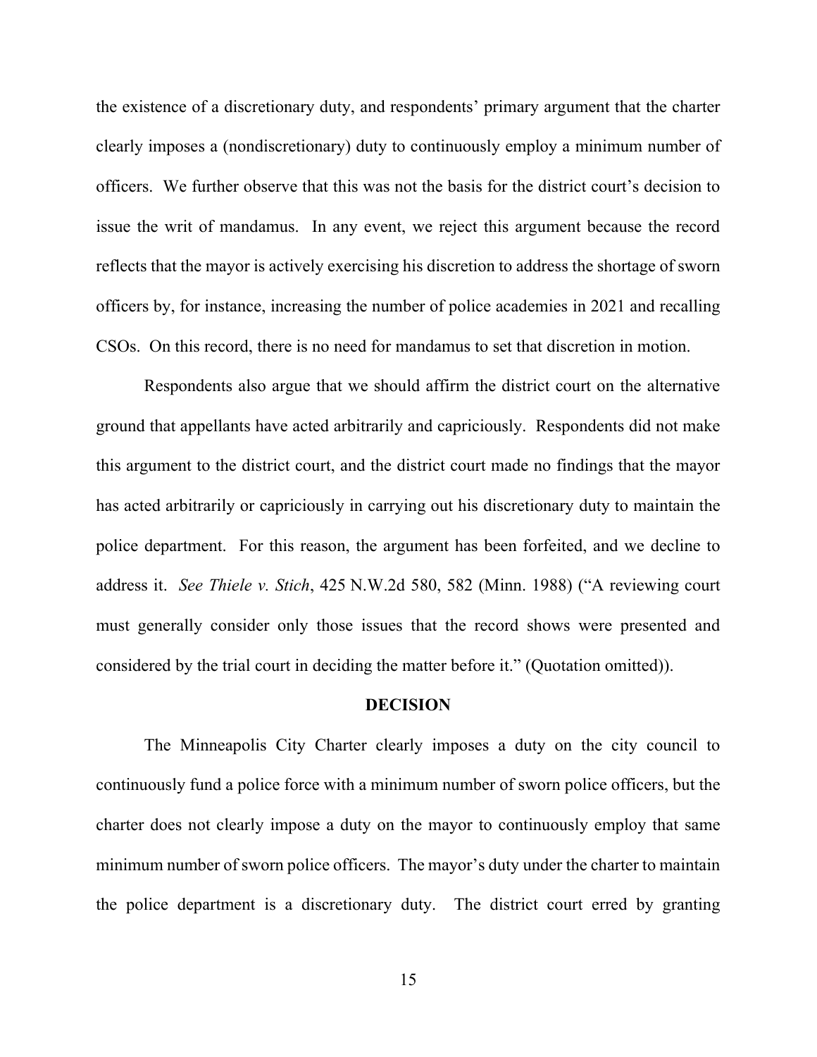the existence of a discretionary duty, and respondents' primary argument that the charter clearly imposes a (nondiscretionary) duty to continuously employ a minimum number of officers. We further observe that this was not the basis for the district court's decision to issue the writ of mandamus. In any event, we reject this argument because the record reflects that the mayor is actively exercising his discretion to address the shortage of sworn officers by, for instance, increasing the number of police academies in 2021 and recalling CSOs. On this record, there is no need for mandamus to set that discretion in motion.

Respondents also argue that we should affirm the district court on the alternative ground that appellants have acted arbitrarily and capriciously. Respondents did not make this argument to the district court, and the district court made no findings that the mayor has acted arbitrarily or capriciously in carrying out his discretionary duty to maintain the police department. For this reason, the argument has been forfeited, and we decline to address it. *See Thiele v. Stich*, 425 N.W.2d 580, 582 (Minn. 1988) ("A reviewing court must generally consider only those issues that the record shows were presented and considered by the trial court in deciding the matter before it." (Quotation omitted)).

## DECISION

The Minneapolis City Charter clearly imposes a duty on the city council to continuously fund a police force with a minimum number of sworn police officers, but the charter does not clearly impose a duty on the mayor to continuously employ that same minimum number of sworn police officers. The mayor's duty under the charter to maintain the police department is a discretionary duty. The district court erred by granting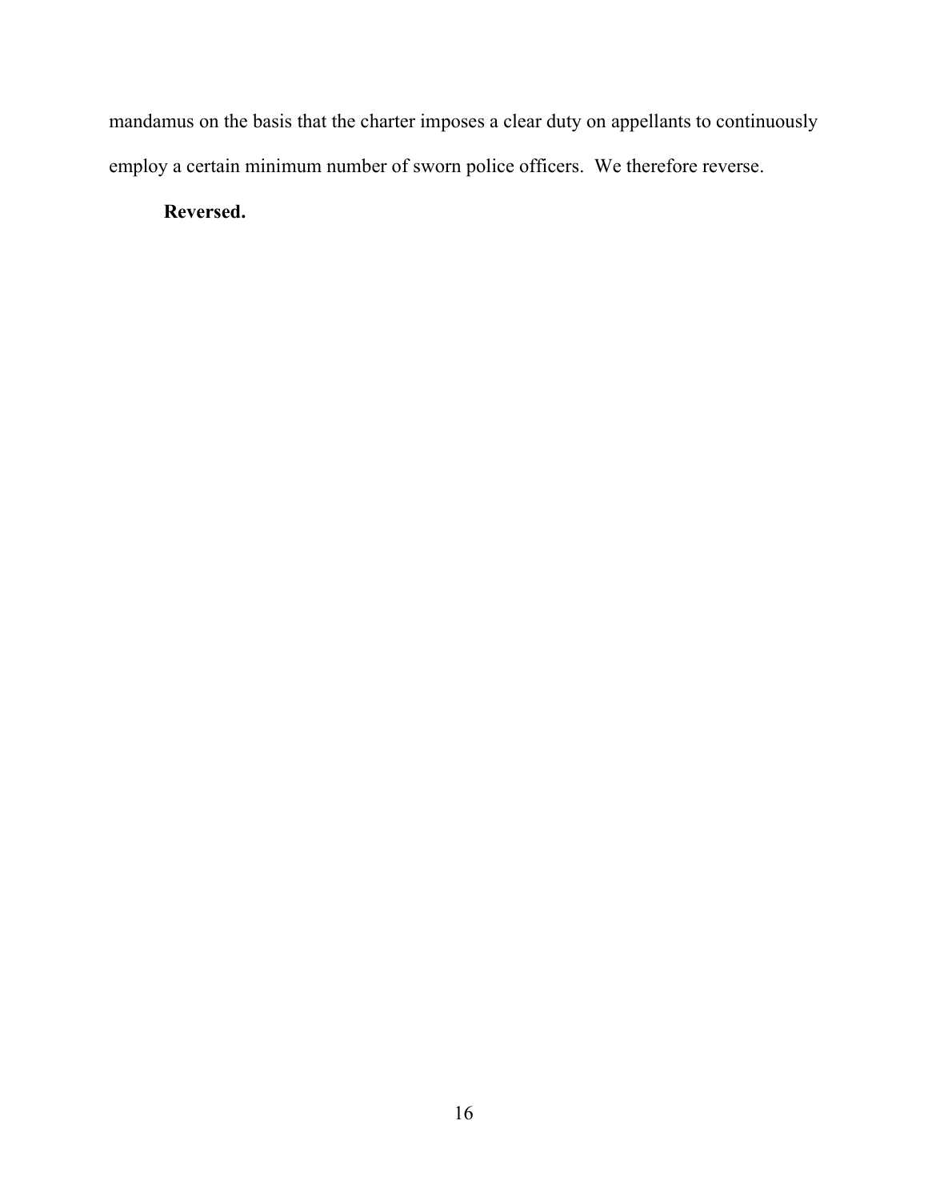mandamus on the basis that the charter imposes a clear duty on appellants to continuously employ a certain minimum number of sworn police officers. We therefore reverse.

**Reversed.**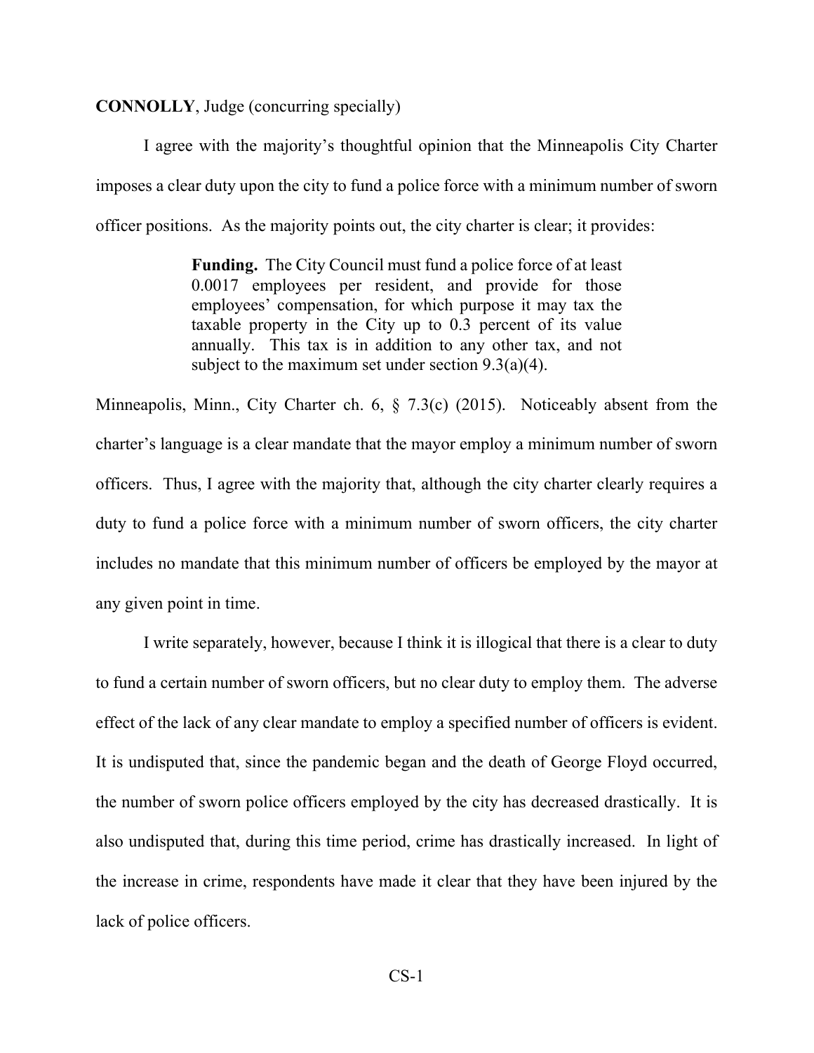**CONNOLLY**, Judge (concurring specially)

I agree with the majority's thoughtful opinion that the Minneapolis City Charter imposes a clear duty upon the city to fund a police force with a minimum number of sworn officer positions. As the majority points out, the city charter is clear; it provides:

> **Funding.** The City Council must fund a police force of at least 0.0017 employees per resident, and provide for those employees' compensation, for which purpose it may tax the taxable property in the City up to 0.3 percent of its value annually. This tax is in addition to any other tax, and not subject to the maximum set under section 9.3(a)(4).

Minneapolis, Minn., City Charter ch. 6, § 7.3(c) (2015). Noticeably absent from the charter's language is a clear mandate that the mayor employ a minimum number of sworn officers. Thus, I agree with the majority that, although the city charter clearly requires a duty to fund a police force with a minimum number of sworn officers, the city charter includes no mandate that this minimum number of officers be employed by the mayor at any given point in time.

I write separately, however, because I think it is illogical that there is a clear to duty to fund a certain number of sworn officers, but no clear duty to employ them. The adverse effect of the lack of any clear mandate to employ a specified number of officers is evident. It is undisputed that, since the pandemic began and the death of George Floyd occurred, the number of sworn police officers employed by the city has decreased drastically. It is also undisputed that, during this time period, crime has drastically increased. In light of the increase in crime, respondents have made it clear that they have been injured by the lack of police officers.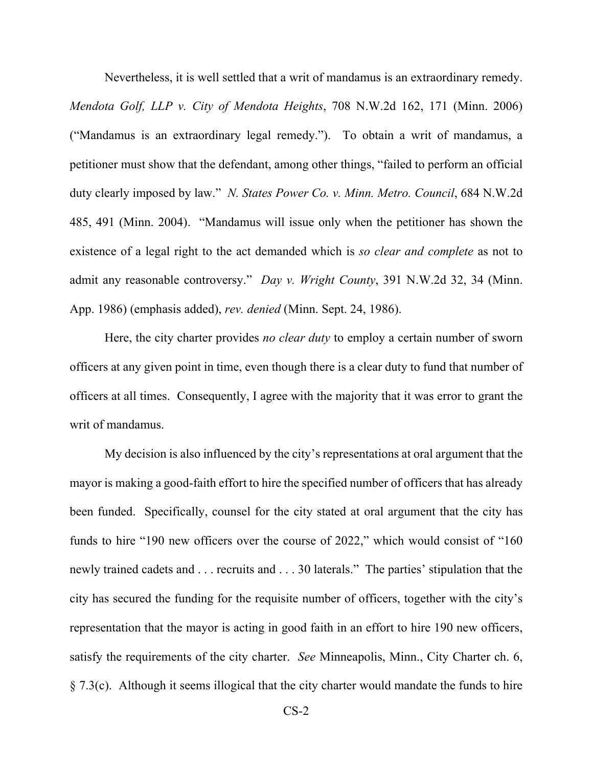Nevertheless, it is well settled that a writ of mandamus is an extraordinary remedy. *Mendota Golf, LLP v. City of Mendota Heights*, 708 N.W.2d 162, 171 (Minn. 2006) ("Mandamus is an extraordinary legal remedy."). To obtain a writ of mandamus, a petitioner must show that the defendant, among other things, "failed to perform an official duty clearly imposed by law." *N. States Power Co. v. Minn. Metro. Council*, 684 N.W.2d 485, 491 (Minn. 2004). "Mandamus will issue only when the petitioner has shown the existence of a legal right to the act demanded which is *so clear and complete* as not to admit any reasonable controversy." *Day v. Wright County*, 391 N.W.2d 32, 34 (Minn. App. 1986) (emphasis added), *rev. denied* (Minn. Sept. 24, 1986).

Here, the city charter provides *no clear duty* to employ a certain number of sworn officers at any given point in time, even though there is a clear duty to fund that number of officers at all times. Consequently, I agree with the majority that it was error to grant the writ of mandamus.

My decision is also influenced by the city's representations at oral argument that the mayor is making a good-faith effort to hire the specified number of officers that has already been funded. Specifically, counsel for the city stated at oral argument that the city has funds to hire "190 new officers over the course of 2022," which would consist of "160 newly trained cadets and . . . recruits and . . . 30 laterals." The parties' stipulation that the city has secured the funding for the requisite number of officers, together with the city's representation that the mayor is acting in good faith in an effort to hire 190 new officers, satisfy the requirements of the city charter. *See* Minneapolis, Minn., City Charter ch. 6, § 7.3(c). Although it seems illogical that the city charter would mandate the funds to hire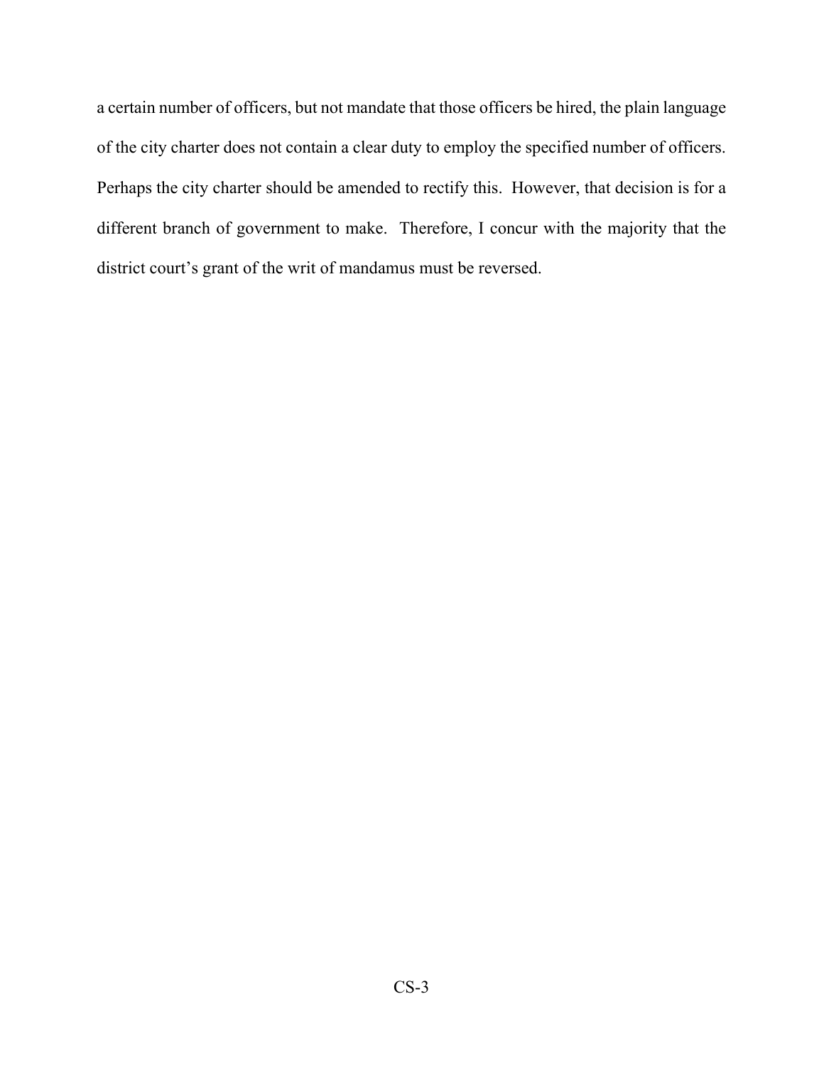a certain number of officers, but not mandate that those officers be hired, the plain language of the city charter does not contain a clear duty to employ the specified number of officers. Perhaps the city charter should be amended to rectify this. However, that decision is for a different branch of government to make. Therefore, I concur with the majority that the district court's grant of the writ of mandamus must be reversed.